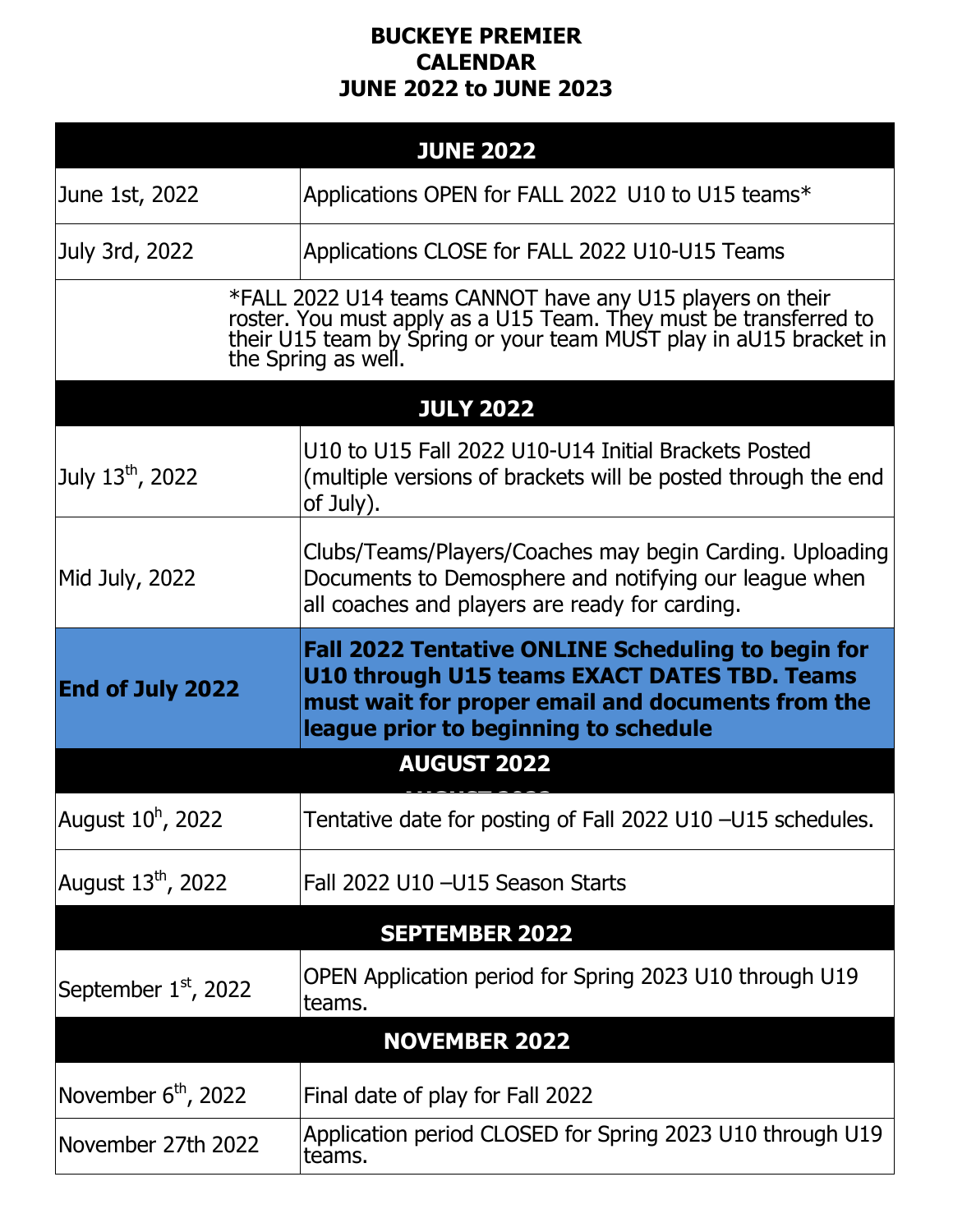**BUCKEYE PREMIER**
**CALENDAR**
**JUNE 2022 to JUNE 2023**

| **JUNE 2022** | |
|---|---|
| June 1st, 2022 | Applications OPEN for FALL 2022 U10 to U15 teams* |
| July 3rd, 2022 | Applications CLOSE for FALL 2022 U10-U15 Teams |
| *FALL 2022 U14 teams CANNOT have any U15 players on their roster. You must apply as a U15 Team. They must be transferred to their U15 team by Spring or your team MUST play in aU15 bracket in the Spring as well. | |
| **JULY 2022** | |
| July 13th, 2022 | U10 to U15 Fall 2022 U10-U14 Initial Brackets Posted (multiple versions of brackets will be posted through the end of July). |
| Mid July, 2022 | Clubs/Teams/Players/Coaches may begin Carding. Uploading Documents to Demosphere and notifying our league when all coaches and players are ready for carding. |
| **End of July 2022** | **Fall 2022 Tentative ONLINE Scheduling to begin for U10 through U15 teams EXACT DATES TBD. Teams must wait for proper email and documents from the league prior to beginning to schedule** |
| **AUGUST 2022** | |
| August 10h, 2022 | Tentative date for posting of Fall 2022 U10 –U15 schedules. |
| August 13th, 2022 | Fall 2022 U10 –U15 Season Starts |
| **SEPTEMBER 2022** | |
| September 1st, 2022 | OPEN Application period for Spring 2023 U10 through U19 teams. |
| **NOVEMBER 2022** | |
| November 6th, 2022 | Final date of play for Fall 2022 |
| November 27th 2022 | Application period CLOSED for Spring 2023 U10 through U19 teams. |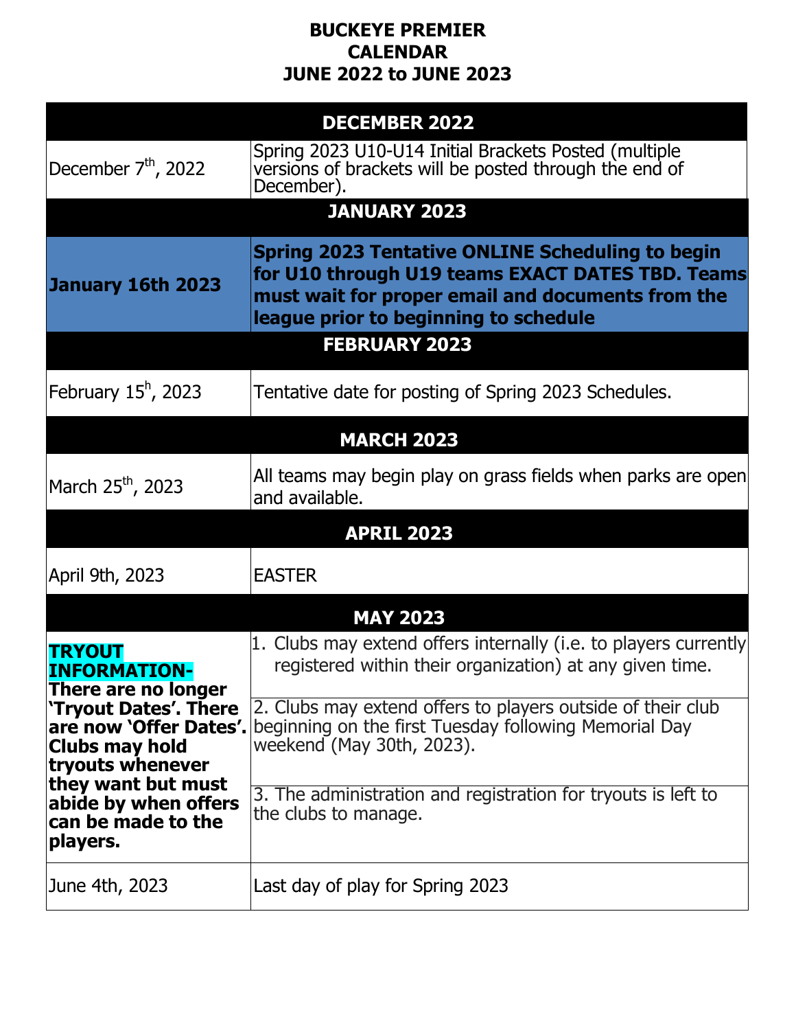**BUCKEYE PREMIER**
**CALENDAR**
**JUNE 2022 to JUNE 2023**

| | |
|---|---|
| **DECEMBER 2022** | |
| December 7th, 2022 | Spring 2023 U10-U14 Initial Brackets Posted (multiple versions of brackets will be posted through the end of December). |
| **JANUARY 2023** | |
| **January 16th 2023** | **Spring 2023 Tentative ONLINE Scheduling to begin for U10 through U19 teams EXACT DATES TBD. Teams must wait for proper email and documents from the league prior to beginning to schedule** |
| **FEBRUARY 2023** | |
| February 15h, 2023 | Tentative date for posting of Spring 2023 Schedules. |
| **MARCH 2023** | |
| March 25th, 2023 | All teams may begin play on grass fields when parks are open and available. |
| **APRIL 2023** | |
| April 9th, 2023 | EASTER |
| **MAY 2023** | |
| **TRYOUT INFORMATION- There are no longer 'Tryout Dates'. There are now 'Offer Dates'. Clubs may hold tryouts whenever they want but must abide by when offers can be made to the players.** | 1. Clubs may extend offers internally (i.e. to players currently registered within their organization) at any given time. |
| | 2. Clubs may extend offers to players outside of their club beginning on the first Tuesday following Memorial Day weekend (May 30th, 2023). |
| | 3. The administration and registration for tryouts is left to the clubs to manage. |
| June 4th, 2023 | Last day of play for Spring 2023 |